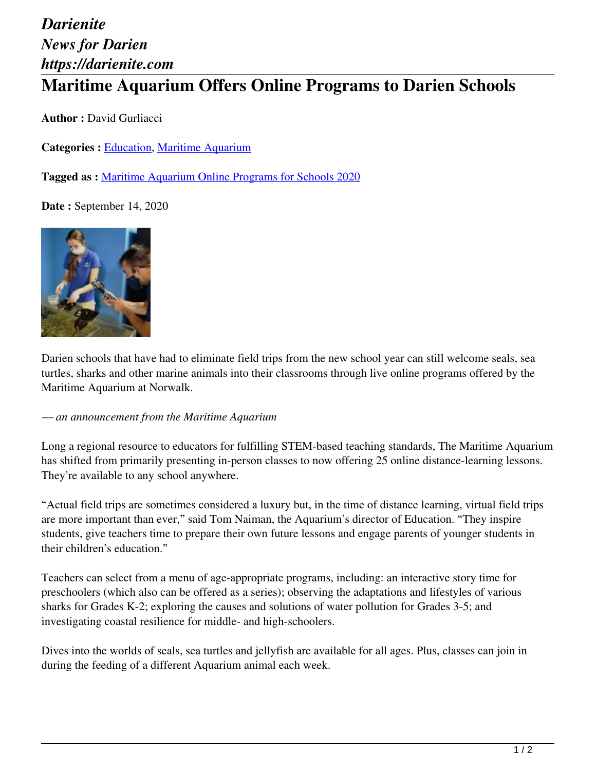*Darienite*
*News for Darien*
*https://darienite.com*

# Maritime Aquarium Offers Online Programs to Darien Schools

**Author :** David Gurliacci

**Categories :** Education, Maritime Aquarium

**Tagged as :** Maritime Aquarium Online Programs for Schools 2020

**Date :** September 14, 2020

Darien schools that have had to eliminate field trips from the new school year can still welcome seals, sea turtles, sharks and other marine animals into their classrooms through live online programs offered by the Maritime Aquarium at Norwalk.

*— an announcement from the Maritime Aquarium*

Long a regional resource to educators for fulfilling STEM-based teaching standards, The Maritime Aquarium has shifted from primarily presenting in-person classes to now offering 25 online distance-learning lessons. They're available to any school anywhere.

"Actual field trips are sometimes considered a luxury but, in the time of distance learning, virtual field trips are more important than ever," said Tom Naiman, the Aquarium's director of Education. "They inspire students, give teachers time to prepare their own future lessons and engage parents of younger students in their children's education."

Teachers can select from a menu of age-appropriate programs, including: an interactive story time for preschoolers (which also can be offered as a series); observing the adaptations and lifestyles of various sharks for Grades K-2; exploring the causes and solutions of water pollution for Grades 3-5; and investigating coastal resilience for middle- and high-schoolers.

Dives into the worlds of seals, sea turtles and jellyfish are available for all ages. Plus, classes can join in during the feeding of a different Aquarium animal each week.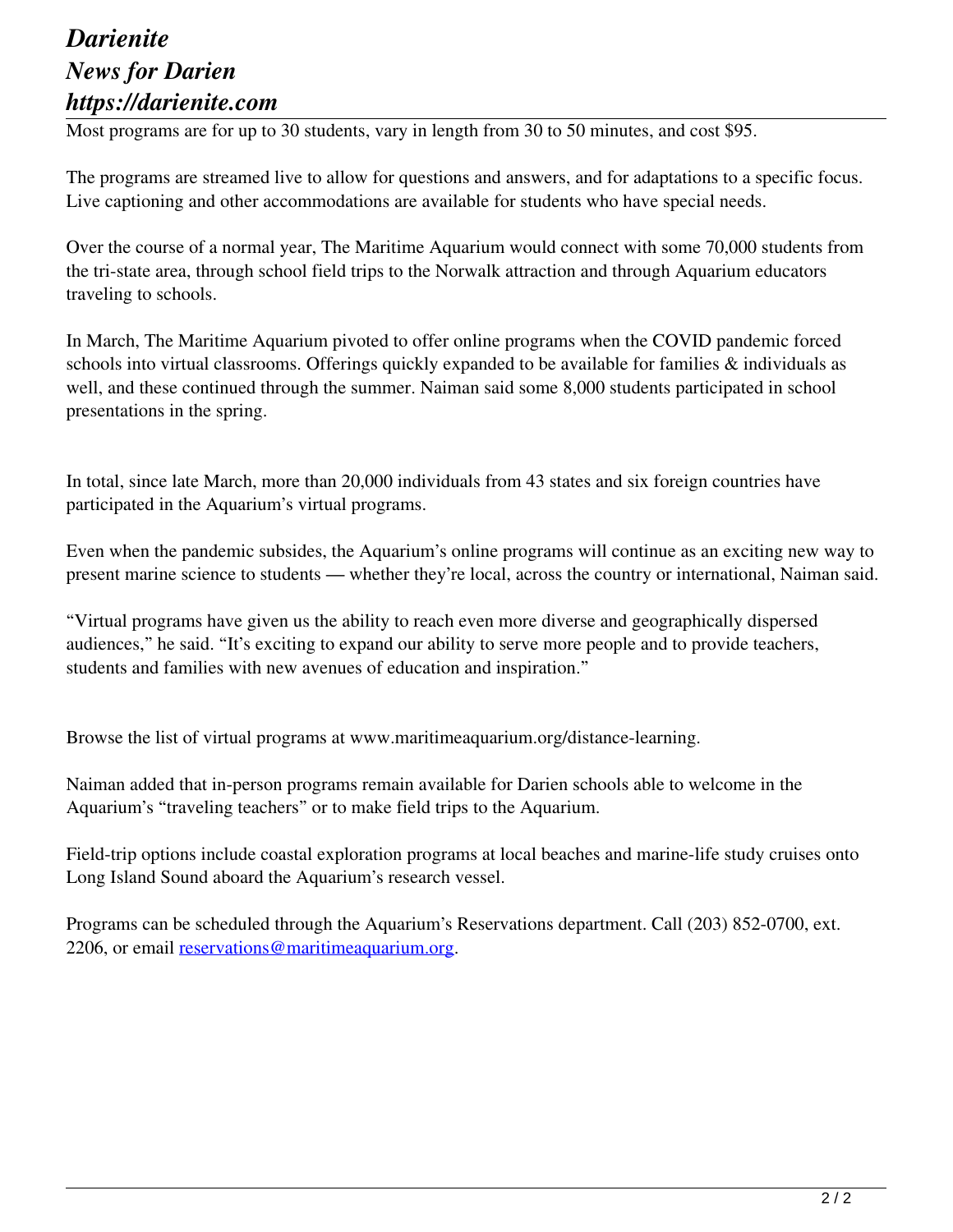Most programs are for up to 30 students, vary in length from 30 to 50 minutes, and cost $95.

The programs are streamed live to allow for questions and answers, and for adaptations to a specific focus. Live captioning and other accommodations are available for students who have special needs.

Over the course of a normal year, The Maritime Aquarium would connect with some 70,000 students from the tri-state area, through school field trips to the Norwalk attraction and through Aquarium educators traveling to schools.

In March, The Maritime Aquarium pivoted to offer online programs when the COVID pandemic forced schools into virtual classrooms. Offerings quickly expanded to be available for families & individuals as well, and these continued through the summer. Naiman said some 8,000 students participated in school presentations in the spring.

In total, since late March, more than 20,000 individuals from 43 states and six foreign countries have participated in the Aquarium's virtual programs.

Even when the pandemic subsides, the Aquarium's online programs will continue as an exciting new way to present marine science to students — whether they're local, across the country or international, Naiman said.

"Virtual programs have given us the ability to reach even more diverse and geographically dispersed audiences," he said. "It's exciting to expand our ability to serve more people and to provide teachers, students and families with new avenues of education and inspiration."

Browse the list of virtual programs at www.maritimeaquarium.org/distance-learning.

Naiman added that in-person programs remain available for Darien schools able to welcome in the Aquarium's "traveling teachers" or to make field trips to the Aquarium.

Field-trip options include coastal exploration programs at local beaches and marine-life study cruises onto Long Island Sound aboard the Aquarium's research vessel.

Programs can be scheduled through the Aquarium's Reservations department. Call (203) 852-0700, ext. 2206, or email [reservations@maritimeaquarium.org](mailto:reservations@maritimeaquarium.org).